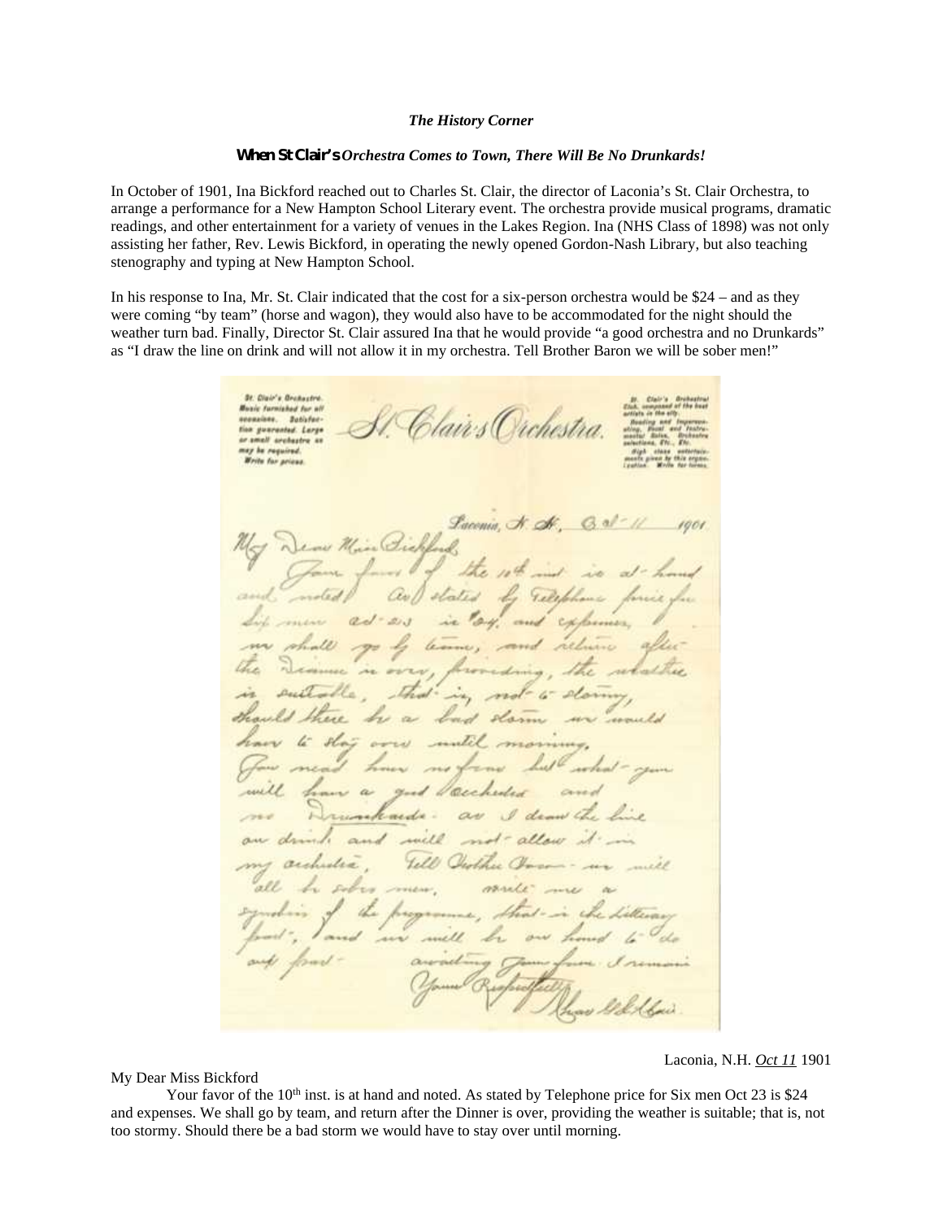***The History Corner***

**When St Clair's** ***Orchestra Comes to Town, There Will Be No Drunkards!***

In October of 1901, Ina Bickford reached out to Charles St. Clair, the director of Laconia's St. Clair Orchestra, to arrange a performance for a New Hampton School Literary event. The orchestra provide musical programs, dramatic readings, and other entertainment for a variety of venues in the Lakes Region. Ina (NHS Class of 1898) was not only assisting her father, Rev. Lewis Bickford, in operating the newly opened Gordon-Nash Library, but also teaching stenography and typing at New Hampton School.

In his response to Ina, Mr. St. Clair indicated that the cost for a six-person orchestra would be $24 – and as they were coming "by team" (horse and wagon), they would also have to be accommodated for the night should the weather turn bad. Finally, Director St. Clair assured Ina that he would provide "a good orchestra and no Drunkards" as "I draw the line on drink and will not allow it in my orchestra. Tell Brother Baron we will be sober men!"

Laconia, N.H. *Oct 11* 1901

My Dear Miss Bickford

Your favor of the 10th inst. is at hand and noted. As stated by Telephone price for Six men Oct 23 is $24 and expenses. We shall go by team, and return after the Dinner is over, providing the weather is suitable; that is, not too stormy. Should there be a bad storm we would have to stay over until morning.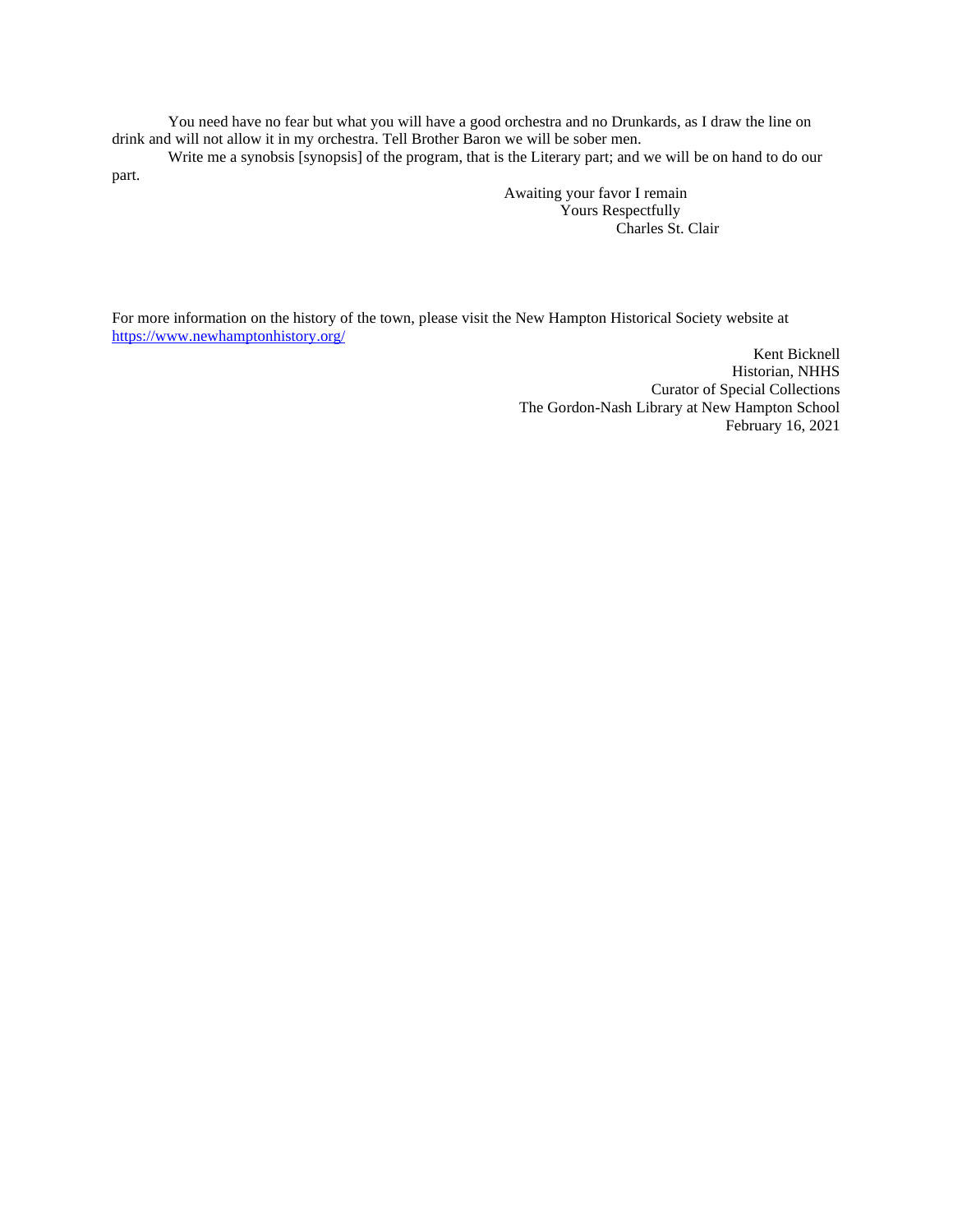You need have no fear but what you will have a good orchestra and no Drunkards, as I draw the line on drink and will not allow it in my orchestra. Tell Brother Baron we will be sober men.

Write me a synobsis [synopsis] of the program, that is the Literary part; and we will be on hand to do our part.

Awaiting your favor I remain  
Yours Respectfully  
Charles St. Clair

For more information on the history of the town, please visit the New Hampton Historical Society website at https://www.newhamptonhistory.org/

Kent Bicknell  
Historian, NHHS  
Curator of Special Collections  
The Gordon-Nash Library at New Hampton School  
February 16, 2021